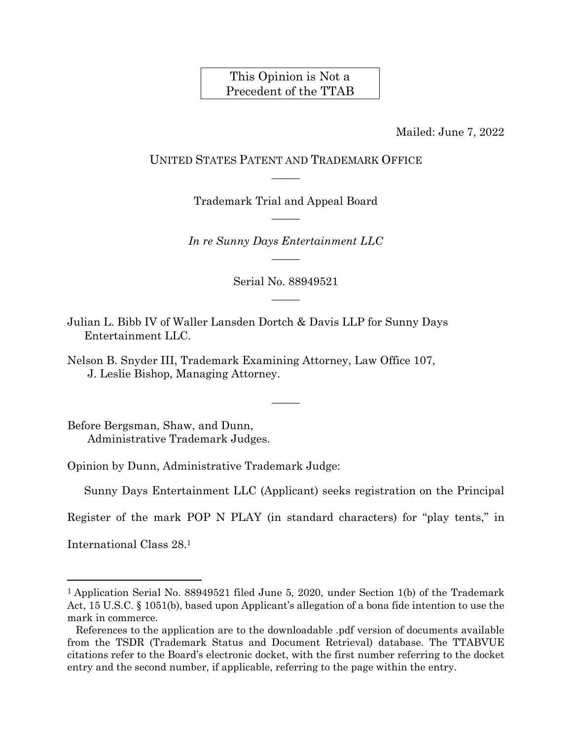This Opinion is Not a Precedent of the TTAB

Mailed: June 7, 2022

UNITED STATES PATENT AND TRADEMARK OFFICE

Trademark Trial and Appeal Board

*In re Sunny Days Entertainment LLC*

Serial No. 88949521

Julian L. Bibb IV of Waller Lansden Dortch & Davis LLP for Sunny Days Entertainment LLC.

Nelson B. Snyder III, Trademark Examining Attorney, Law Office 107, J. Leslie Bishop, Managing Attorney.

Before Bergsman, Shaw, and Dunn, Administrative Trademark Judges.

Opinion by Dunn, Administrative Trademark Judge:

Sunny Days Entertainment LLC (Applicant) seeks registration on the Principal Register of the mark POP N PLAY (in standard characters) for "play tents," in International Class 28.[1]

---

[1] Application Serial No. 88949521 filed June 5, 2020, under Section 1(b) of the Trademark Act, 15 U.S.C. § 1051(b), based upon Applicant's allegation of a bona fide intention to use the mark in commerce.

References to the application are to the downloadable .pdf version of documents available from the TSDR (Trademark Status and Document Retrieval) database. The TTABVUE citations refer to the Board's electronic docket, with the first number referring to the docket entry and the second number, if applicable, referring to the page within the entry.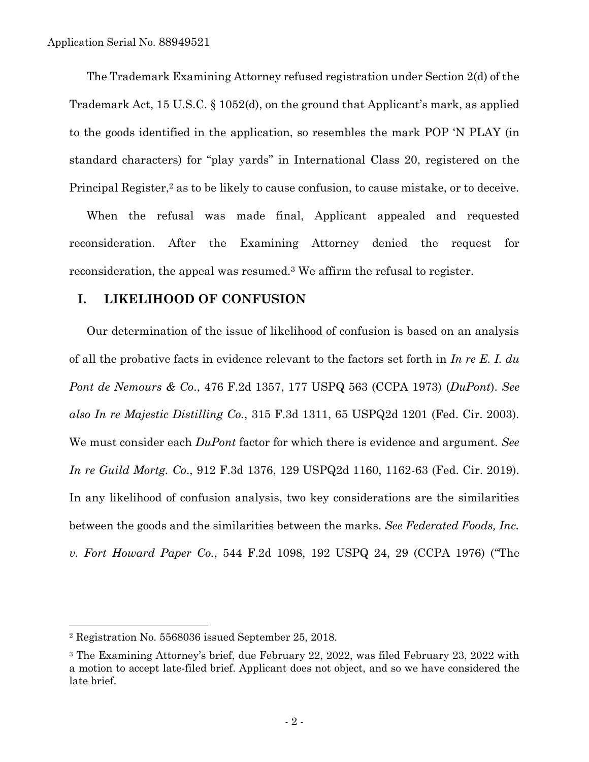The Trademark Examining Attorney refused registration under Section 2(d) of the Trademark Act, 15 U.S.C. § 1052(d), on the ground that Applicant's mark, as applied to the goods identified in the application, so resembles the mark POP 'N PLAY (in standard characters) for "play yards" in International Class 20, registered on the Principal Register,[2] as to be likely to cause confusion, to cause mistake, or to deceive.

When the refusal was made final, Applicant appealed and requested reconsideration. After the Examining Attorney denied the request for reconsideration, the appeal was resumed.[3] We affirm the refusal to register.

## I. LIKELIHOOD OF CONFUSION

Our determination of the issue of likelihood of confusion is based on an analysis of all the probative facts in evidence relevant to the factors set forth in *In re E. I. du Pont de Nemours & Co.*, 476 F.2d 1357, 177 USPQ 563 (CCPA 1973) (*DuPont*). *See also In re Majestic Distilling Co.*, 315 F.3d 1311, 65 USPQ2d 1201 (Fed. Cir. 2003). We must consider each *DuPont* factor for which there is evidence and argument. *See In re Guild Mortg. Co.*, 912 F.3d 1376, 129 USPQ2d 1160, 1162-63 (Fed. Cir. 2019). In any likelihood of confusion analysis, two key considerations are the similarities between the goods and the similarities between the marks. *See Federated Foods, Inc. v. Fort Howard Paper Co.*, 544 F.2d 1098, 192 USPQ 24, 29 (CCPA 1976) ("The

---

[2] Registration No. 5568036 issued September 25, 2018.

[3] The Examining Attorney's brief, due February 22, 2022, was filed February 23, 2022 with a motion to accept late-filed brief. Applicant does not object, and so we have considered the late brief.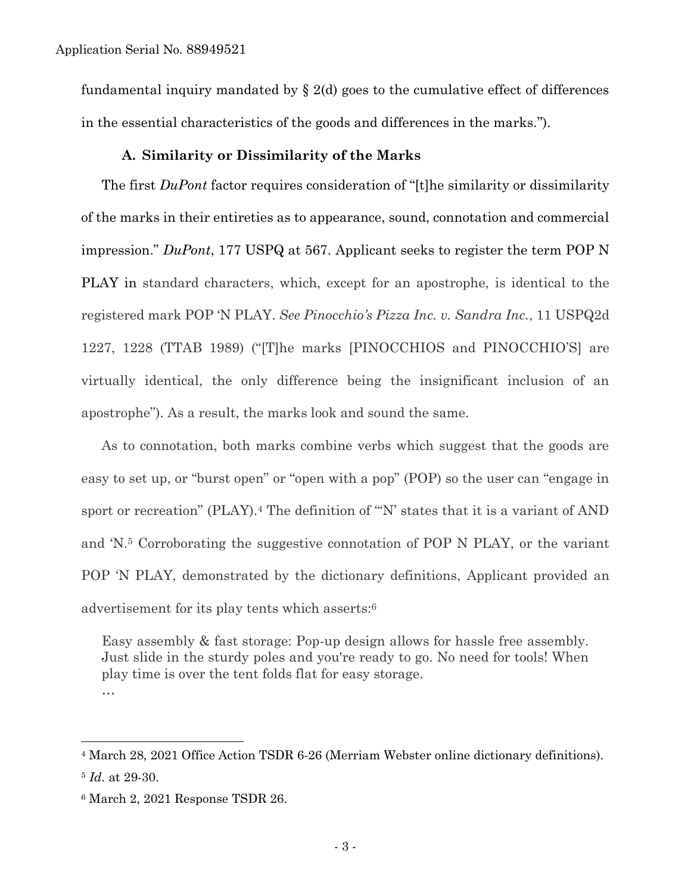fundamental inquiry mandated by § 2(d) goes to the cumulative effect of differences in the essential characteristics of the goods and differences in the marks.").

### A. Similarity or Dissimilarity of the Marks

The first *DuPont* factor requires consideration of "[t]he similarity or dissimilarity of the marks in their entireties as to appearance, sound, connotation and commercial impression." *DuPont*, 177 USPQ at 567. Applicant seeks to register the term POP N PLAY in standard characters, which, except for an apostrophe, is identical to the registered mark POP 'N PLAY. *See Pinocchio's Pizza Inc. v. Sandra Inc.*, 11 USPQ2d 1227, 1228 (TTAB 1989) ("[T]he marks [PINOCCHIOS and PINOCCHIO'S] are virtually identical, the only difference being the insignificant inclusion of an apostrophe"). As a result, the marks look and sound the same.

As to connotation, both marks combine verbs which suggest that the goods are easy to set up, or "burst open" or "open with a pop" (POP) so the user can "engage in sport or recreation" (PLAY).[4] The definition of "'N' states that it is a variant of AND and 'N.[5] Corroborating the suggestive connotation of POP N PLAY, or the variant POP 'N PLAY, demonstrated by the dictionary definitions, Applicant provided an advertisement for its play tents which asserts:[6]

> Easy assembly & fast storage: Pop-up design allows for hassle free assembly. Just slide in the sturdy poles and you're ready to go. No need for tools! When play time is over the tent folds flat for easy storage.
> …

---

[4] March 28, 2021 Office Action TSDR 6-26 (Merriam Webster online dictionary definitions).

[5] *Id.* at 29-30.

[6] March 2, 2021 Response TSDR 26.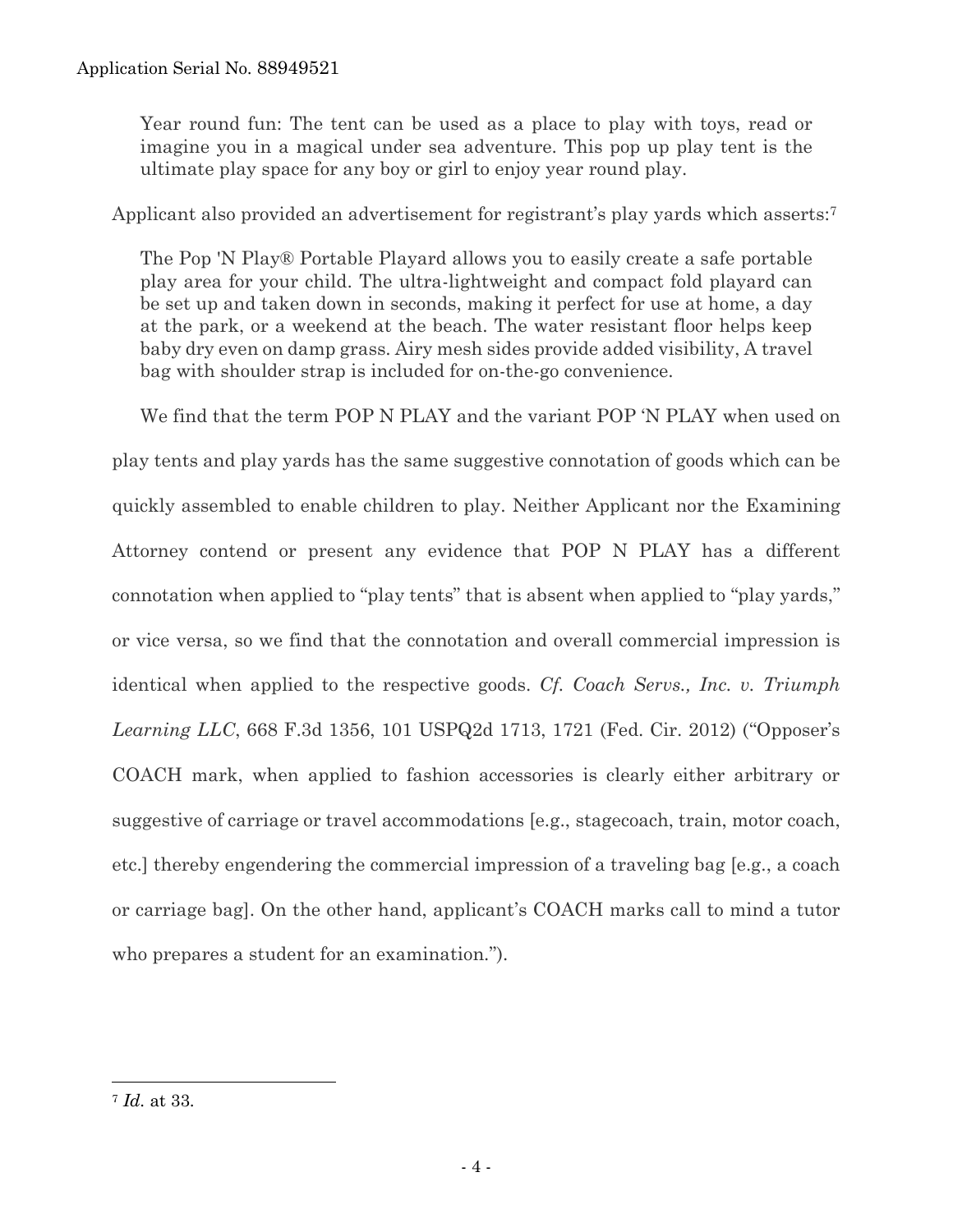> Year round fun: The tent can be used as a place to play with toys, read or imagine you in a magical under sea adventure. This pop up play tent is the ultimate play space for any boy or girl to enjoy year round play.

Applicant also provided an advertisement for registrant's play yards which asserts:[7]

> The Pop 'N Play® Portable Playard allows you to easily create a safe portable play area for your child. The ultra-lightweight and compact fold playard can be set up and taken down in seconds, making it perfect for use at home, a day at the park, or a weekend at the beach. The water resistant floor helps keep baby dry even on damp grass. Airy mesh sides provide added visibility, A travel bag with shoulder strap is included for on-the-go convenience.

We find that the term POP N PLAY and the variant POP 'N PLAY when used on play tents and play yards has the same suggestive connotation of goods which can be quickly assembled to enable children to play. Neither Applicant nor the Examining Attorney contend or present any evidence that POP N PLAY has a different connotation when applied to "play tents" that is absent when applied to "play yards," or vice versa, so we find that the connotation and overall commercial impression is identical when applied to the respective goods. *Cf. Coach Servs., Inc. v. Triumph Learning LLC*, 668 F.3d 1356, 101 USPQ2d 1713, 1721 (Fed. Cir. 2012) ("Opposer's COACH mark, when applied to fashion accessories is clearly either arbitrary or suggestive of carriage or travel accommodations [e.g., stagecoach, train, motor coach, etc.] thereby engendering the commercial impression of a traveling bag [e.g., a coach or carriage bag]. On the other hand, applicant's COACH marks call to mind a tutor who prepares a student for an examination.").

---

[7] *Id.* at 33.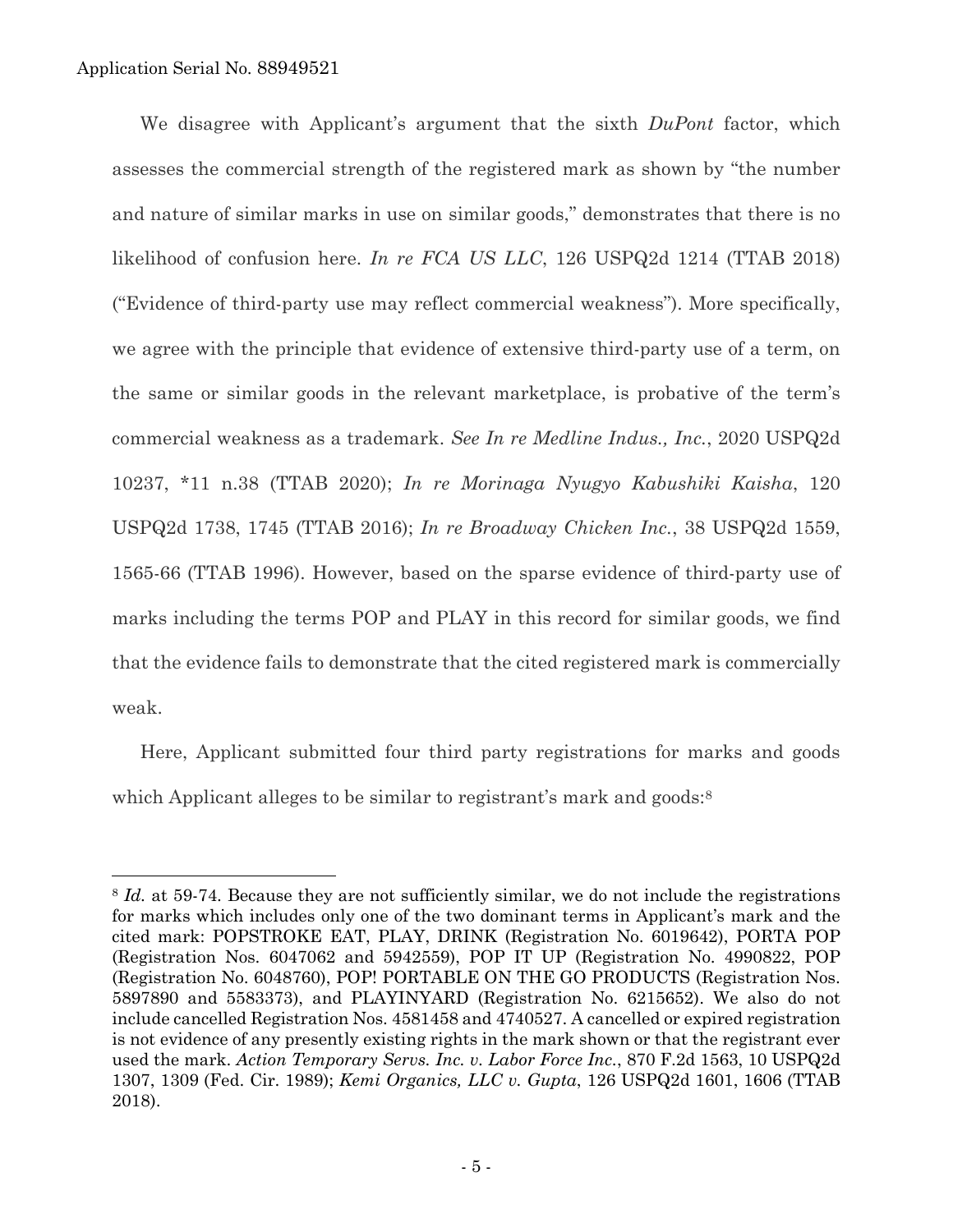We disagree with Applicant's argument that the sixth *DuPont* factor, which assesses the commercial strength of the registered mark as shown by "the number and nature of similar marks in use on similar goods," demonstrates that there is no likelihood of confusion here. *In re FCA US LLC*, 126 USPQ2d 1214 (TTAB 2018) ("Evidence of third-party use may reflect commercial weakness"). More specifically, we agree with the principle that evidence of extensive third-party use of a term, on the same or similar goods in the relevant marketplace, is probative of the term's commercial weakness as a trademark. *See In re Medline Indus., Inc.*, 2020 USPQ2d 10237, *11 n.38 (TTAB 2020); *In re Morinaga Nyugyo Kabushiki Kaisha*, 120 USPQ2d 1738, 1745 (TTAB 2016); *In re Broadway Chicken Inc.*, 38 USPQ2d 1559, 1565-66 (TTAB 1996). However, based on the sparse evidence of third-party use of marks including the terms POP and PLAY in this record for similar goods, we find that the evidence fails to demonstrate that the cited registered mark is commercially weak.

Here, Applicant submitted four third party registrations for marks and goods which Applicant alleges to be similar to registrant's mark and goods:[8]

---

[8] *Id.* at 59-74. Because they are not sufficiently similar, we do not include the registrations for marks which includes only one of the two dominant terms in Applicant's mark and the cited mark: POPSTROKE EAT, PLAY, DRINK (Registration No. 6019642), PORTA POP (Registration Nos. 6047062 and 5942559), POP IT UP (Registration No. 4990822, POP (Registration No. 6048760), POP! PORTABLE ON THE GO PRODUCTS (Registration Nos. 5897890 and 5583373), and PLAYINYARD (Registration No. 6215652). We also do not include cancelled Registration Nos. 4581458 and 4740527. A cancelled or expired registration is not evidence of any presently existing rights in the mark shown or that the registrant ever used the mark. *Action Temporary Servs. Inc. v. Labor Force Inc.*, 870 F.2d 1563, 10 USPQ2d 1307, 1309 (Fed. Cir. 1989); *Kemi Organics, LLC v. Gupta*, 126 USPQ2d 1601, 1606 (TTAB 2018).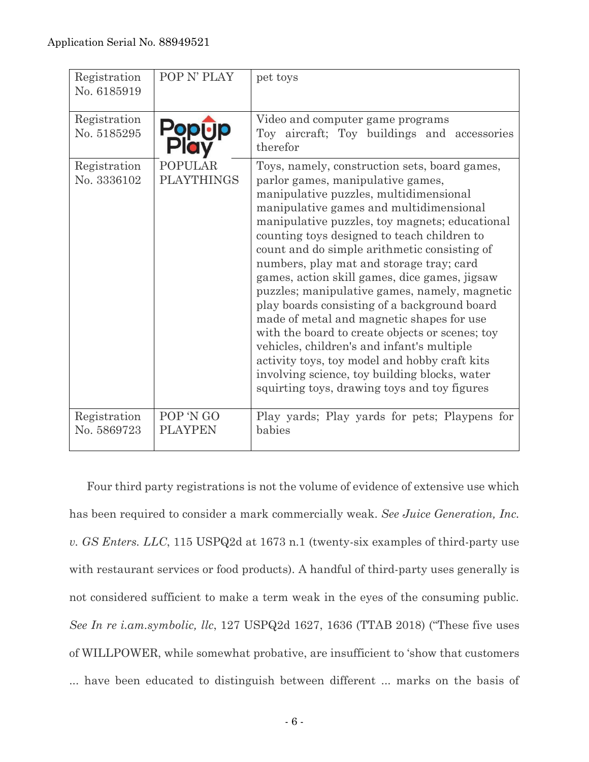| Registration No. 6185919 | POP N' PLAY | pet toys |
|---|---|---|
| Registration No. 5185295 | PopUp Play | Video and computer game programs<br>Toy aircraft; Toy buildings and accessories therefor |
| Registration No. 3336102 | POPULAR PLAYTHINGS | Toys, namely, construction sets, board games, parlor games, manipulative games, manipulative puzzles, multidimensional manipulative games and multidimensional manipulative puzzles, toy magnets; educational counting toys designed to teach children to count and do simple arithmetic consisting of numbers, play mat and storage tray; card games, action skill games, dice games, jigsaw puzzles; manipulative games, namely, magnetic play boards consisting of a background board made of metal and magnetic shapes for use with the board to create objects or scenes; toy vehicles, children's and infant's multiple activity toys, toy model and hobby craft kits involving science, toy building blocks, water squirting toys, drawing toys and toy figures |
| Registration No. 5869723 | POP 'N GO PLAYPEN | Play yards; Play yards for pets; Playpens for babies |

Four third party registrations is not the volume of evidence of extensive use which has been required to consider a mark commercially weak. *See Juice Generation, Inc. v. GS Enters. LLC*, 115 USPQ2d at 1673 n.1 (twenty-six examples of third-party use with restaurant services or food products). A handful of third-party uses generally is not considered sufficient to make a term weak in the eyes of the consuming public. *See In re i.am.symbolic, llc*, 127 USPQ2d 1627, 1636 (TTAB 2018) ("These five uses of WILLPOWER, while somewhat probative, are insufficient to 'show that customers ... have been educated to distinguish between different ... marks on the basis of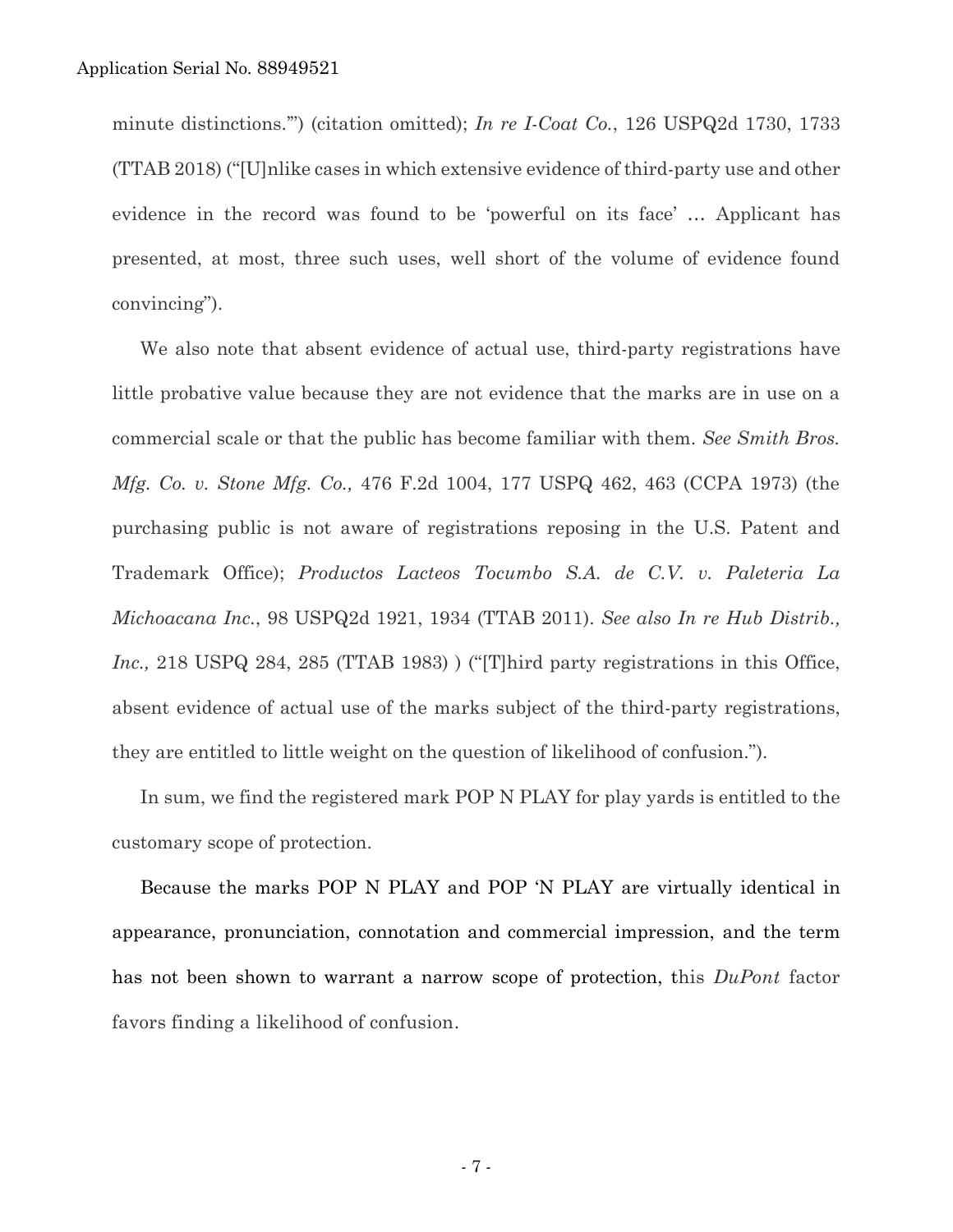minute distinctions.'") (citation omitted); *In re I-Coat Co.*, 126 USPQ2d 1730, 1733 (TTAB 2018) ("[U]nlike cases in which extensive evidence of third-party use and other evidence in the record was found to be 'powerful on its face' … Applicant has presented, at most, three such uses, well short of the volume of evidence found convincing").

We also note that absent evidence of actual use, third-party registrations have little probative value because they are not evidence that the marks are in use on a commercial scale or that the public has become familiar with them. *See Smith Bros. Mfg. Co. v. Stone Mfg. Co.,* 476 F.2d 1004, 177 USPQ 462, 463 (CCPA 1973) (the purchasing public is not aware of registrations reposing in the U.S. Patent and Trademark Office); *Productos Lacteos Tocumbo S.A. de C.V. v. Paleteria La Michoacana Inc.*, 98 USPQ2d 1921, 1934 (TTAB 2011). *See also In re Hub Distrib., Inc.,* 218 USPQ 284, 285 (TTAB 1983) ) ("[T]hird party registrations in this Office, absent evidence of actual use of the marks subject of the third-party registrations, they are entitled to little weight on the question of likelihood of confusion.").

In sum, we find the registered mark POP N PLAY for play yards is entitled to the customary scope of protection.

Because the marks POP N PLAY and POP 'N PLAY are virtually identical in appearance, pronunciation, connotation and commercial impression, and the term has not been shown to warrant a narrow scope of protection, this *DuPont* factor favors finding a likelihood of confusion.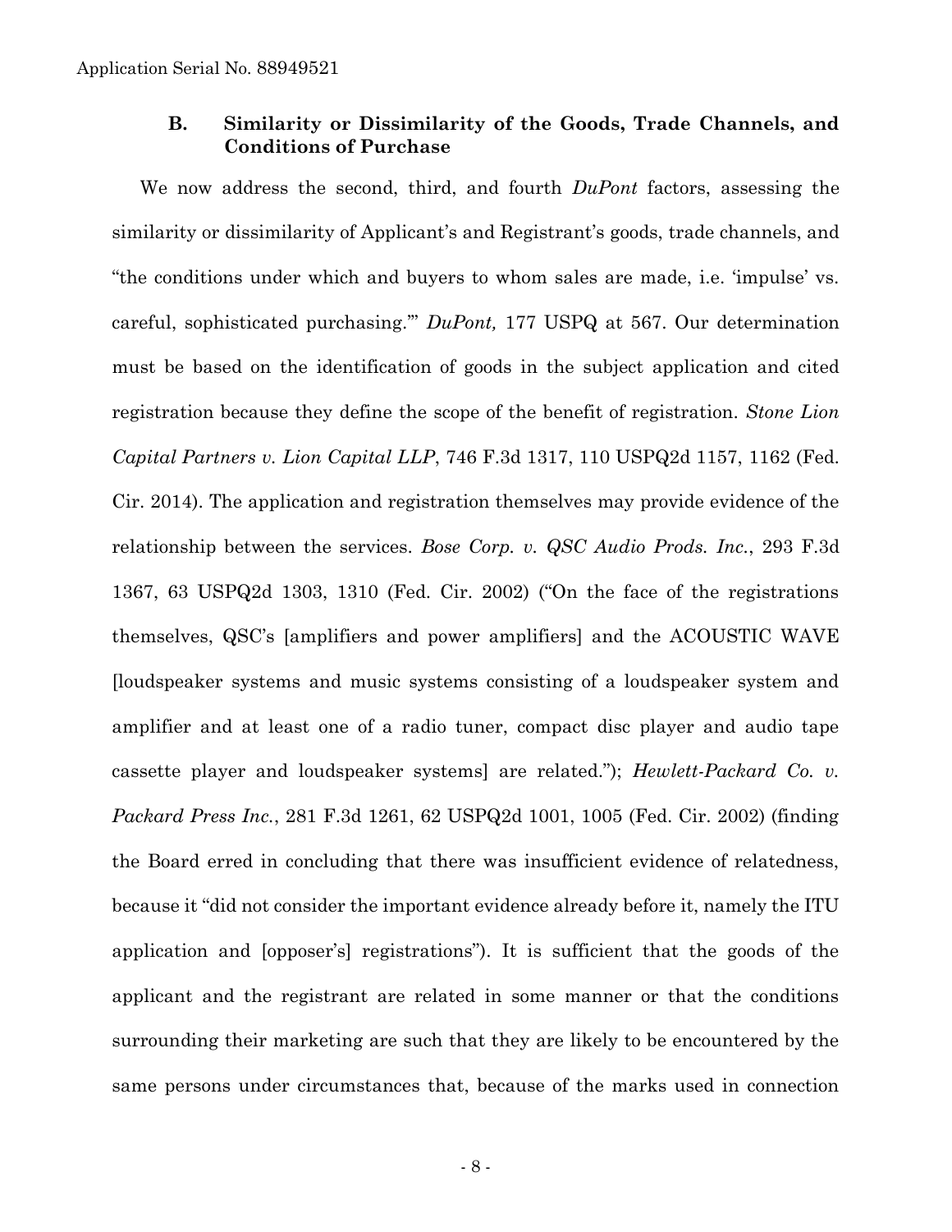### B. Similarity or Dissimilarity of the Goods, Trade Channels, and Conditions of Purchase

We now address the second, third, and fourth *DuPont* factors, assessing the similarity or dissimilarity of Applicant's and Registrant's goods, trade channels, and "the conditions under which and buyers to whom sales are made, i.e. 'impulse' vs. careful, sophisticated purchasing.'" *DuPont,* 177 USPQ at 567. Our determination must be based on the identification of goods in the subject application and cited registration because they define the scope of the benefit of registration. *Stone Lion Capital Partners v. Lion Capital LLP*, 746 F.3d 1317, 110 USPQ2d 1157, 1162 (Fed. Cir. 2014). The application and registration themselves may provide evidence of the relationship between the services. *Bose Corp. v. QSC Audio Prods. Inc.*, 293 F.3d 1367, 63 USPQ2d 1303, 1310 (Fed. Cir. 2002) ("On the face of the registrations themselves, QSC's [amplifiers and power amplifiers] and the ACOUSTIC WAVE [loudspeaker systems and music systems consisting of a loudspeaker system and amplifier and at least one of a radio tuner, compact disc player and audio tape cassette player and loudspeaker systems] are related."); *Hewlett-Packard Co. v. Packard Press Inc.*, 281 F.3d 1261, 62 USPQ2d 1001, 1005 (Fed. Cir. 2002) (finding the Board erred in concluding that there was insufficient evidence of relatedness, because it "did not consider the important evidence already before it, namely the ITU application and [opposer's] registrations"). It is sufficient that the goods of the applicant and the registrant are related in some manner or that the conditions surrounding their marketing are such that they are likely to be encountered by the same persons under circumstances that, because of the marks used in connection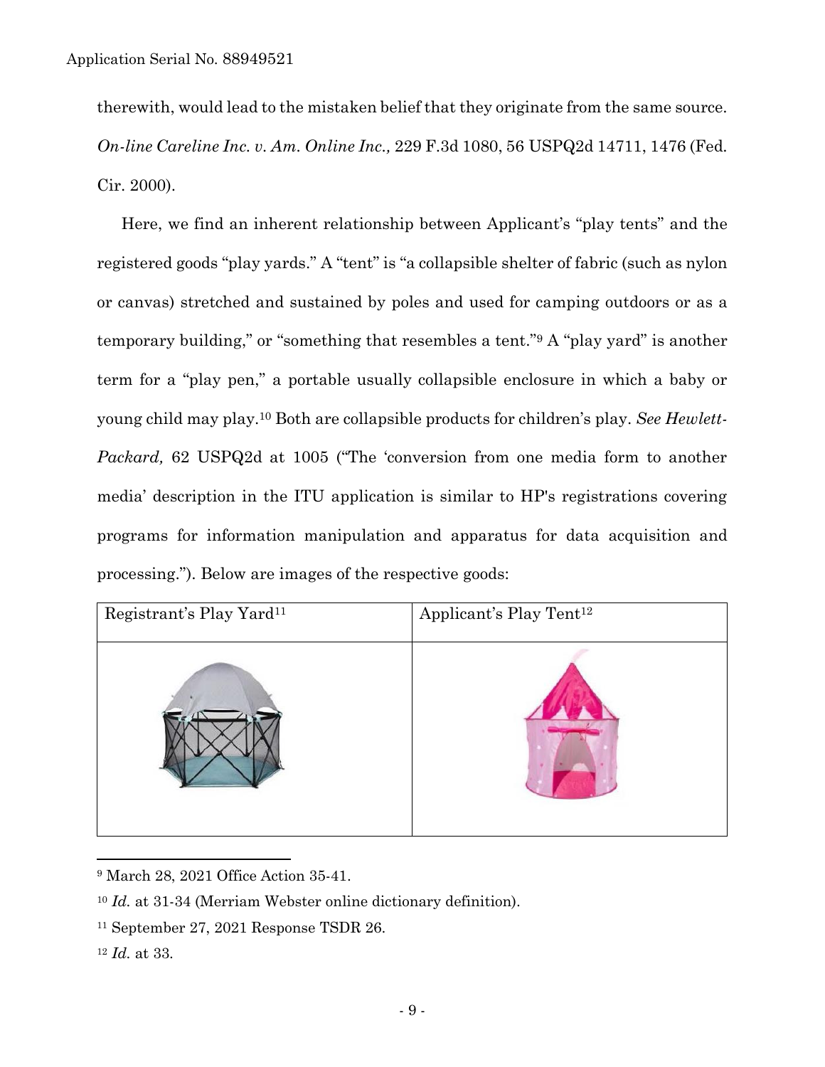therewith, would lead to the mistaken belief that they originate from the same source. *On-line Careline Inc. v. Am. Online Inc.,* 229 F.3d 1080, 56 USPQ2d 14711, 1476 (Fed. Cir. 2000).

Here, we find an inherent relationship between Applicant's "play tents" and the registered goods "play yards." A "tent" is "a collapsible shelter of fabric (such as nylon or canvas) stretched and sustained by poles and used for camping outdoors or as a temporary building," or "something that resembles a tent."[9] A "play yard" is another term for a "play pen," a portable usually collapsible enclosure in which a baby or young child may play.[10] Both are collapsible products for children's play. *See Hewlett-Packard,* 62 USPQ2d at 1005 ("The 'conversion from one media form to another media' description in the ITU application is similar to HP's registrations covering programs for information manipulation and apparatus for data acquisition and processing."). Below are images of the respective goods:

| Registrant's Play Yard[11] | Applicant's Play Tent[12] |
|---|---|
| | |

[9] March 28, 2021 Office Action 35-41.

[10] *Id.* at 31-34 (Merriam Webster online dictionary definition).

[11] September 27, 2021 Response TSDR 26.

[12] *Id.* at 33.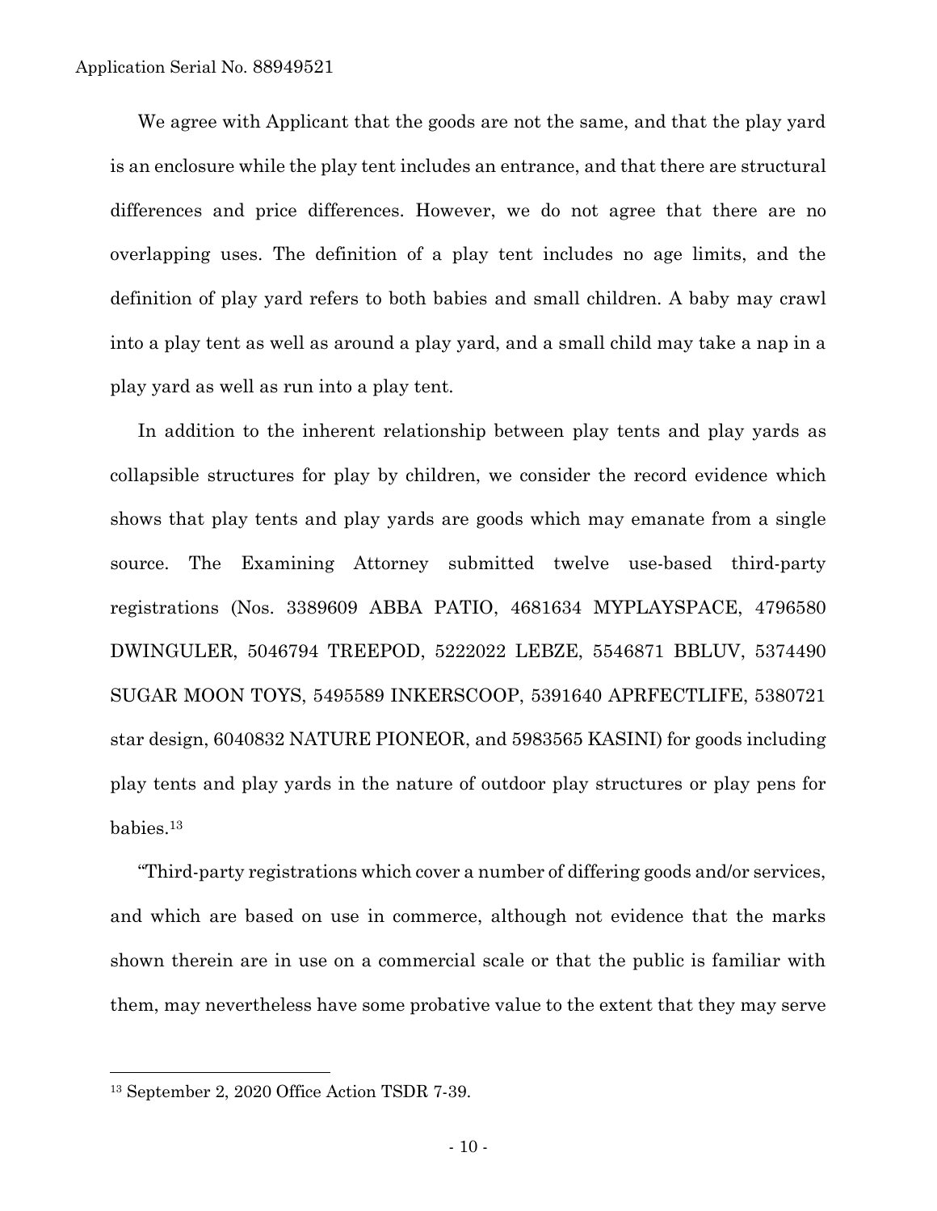We agree with Applicant that the goods are not the same, and that the play yard is an enclosure while the play tent includes an entrance, and that there are structural differences and price differences. However, we do not agree that there are no overlapping uses. The definition of a play tent includes no age limits, and the definition of play yard refers to both babies and small children. A baby may crawl into a play tent as well as around a play yard, and a small child may take a nap in a play yard as well as run into a play tent.

In addition to the inherent relationship between play tents and play yards as collapsible structures for play by children, we consider the record evidence which shows that play tents and play yards are goods which may emanate from a single source. The Examining Attorney submitted twelve use-based third-party registrations (Nos. 3389609 ABBA PATIO, 4681634 MYPLAYSPACE, 4796580 DWINGULER, 5046794 TREEPOD, 5222022 LEBZE, 5546871 BBLUV, 5374490 SUGAR MOON TOYS, 5495589 INKERSCOOP, 5391640 APRFECTLIFE, 5380721 star design, 6040832 NATURE PIONEOR, and 5983565 KASINI) for goods including play tents and play yards in the nature of outdoor play structures or play pens for babies.[13]

"Third-party registrations which cover a number of differing goods and/or services, and which are based on use in commerce, although not evidence that the marks shown therein are in use on a commercial scale or that the public is familiar with them, may nevertheless have some probative value to the extent that they may serve

---

[13] September 2, 2020 Office Action TSDR 7-39.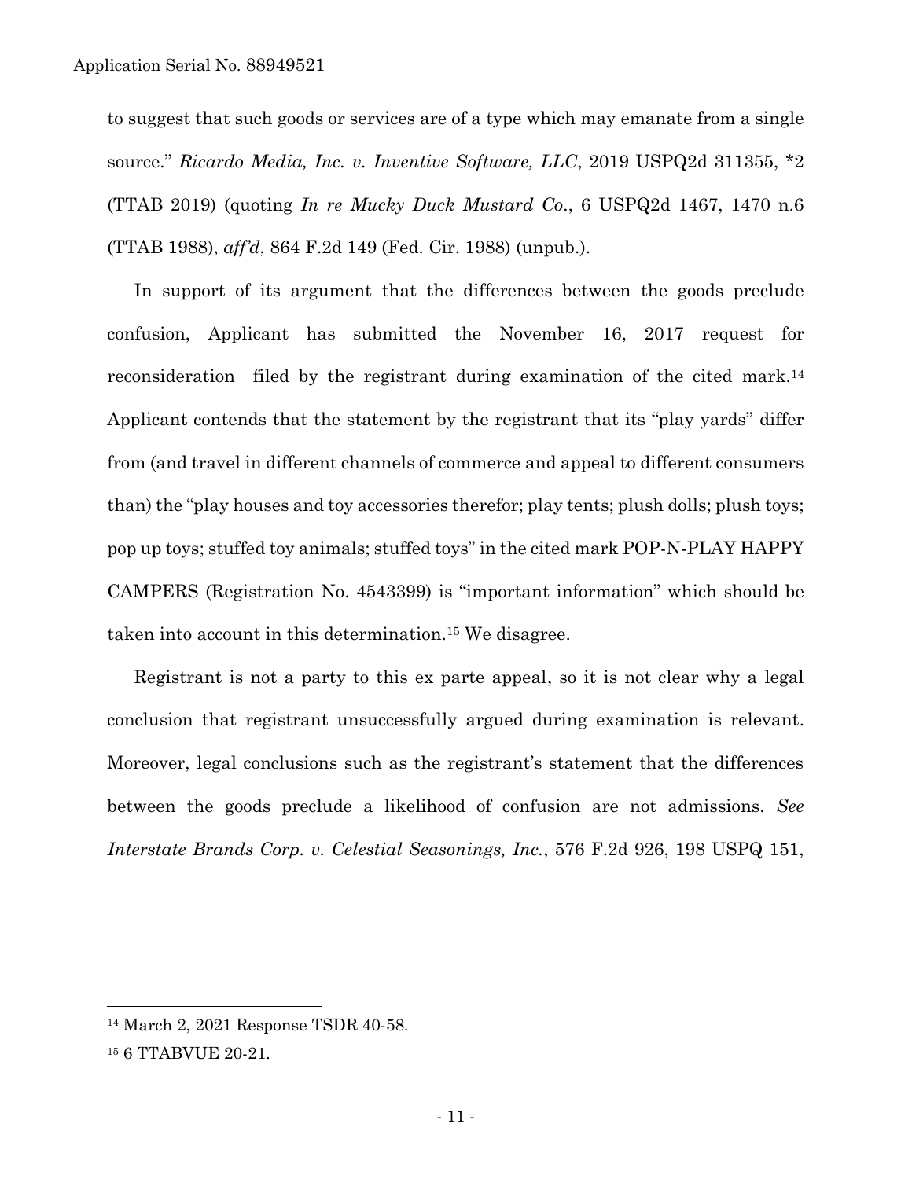to suggest that such goods or services are of a type which may emanate from a single source." *Ricardo Media, Inc. v. Inventive Software, LLC*, 2019 USPQ2d 311355, *2 (TTAB 2019) (quoting *In re Mucky Duck Mustard Co.*, 6 USPQ2d 1467, 1470 n.6 (TTAB 1988), *aff'd*, 864 F.2d 149 (Fed. Cir. 1988) (unpub.).

In support of its argument that the differences between the goods preclude confusion, Applicant has submitted the November 16, 2017 request for reconsideration filed by the registrant during examination of the cited mark.[14] Applicant contends that the statement by the registrant that its "play yards" differ from (and travel in different channels of commerce and appeal to different consumers than) the "play houses and toy accessories therefor; play tents; plush dolls; plush toys; pop up toys; stuffed toy animals; stuffed toys" in the cited mark POP-N-PLAY HAPPY CAMPERS (Registration No. 4543399) is "important information" which should be taken into account in this determination.[15] We disagree.

Registrant is not a party to this ex parte appeal, so it is not clear why a legal conclusion that registrant unsuccessfully argued during examination is relevant. Moreover, legal conclusions such as the registrant's statement that the differences between the goods preclude a likelihood of confusion are not admissions. *See Interstate Brands Corp. v. Celestial Seasonings, Inc.*, 576 F.2d 926, 198 USPQ 151,

---

[14] March 2, 2021 Response TSDR 40-58.

[15] 6 TTABVUE 20-21.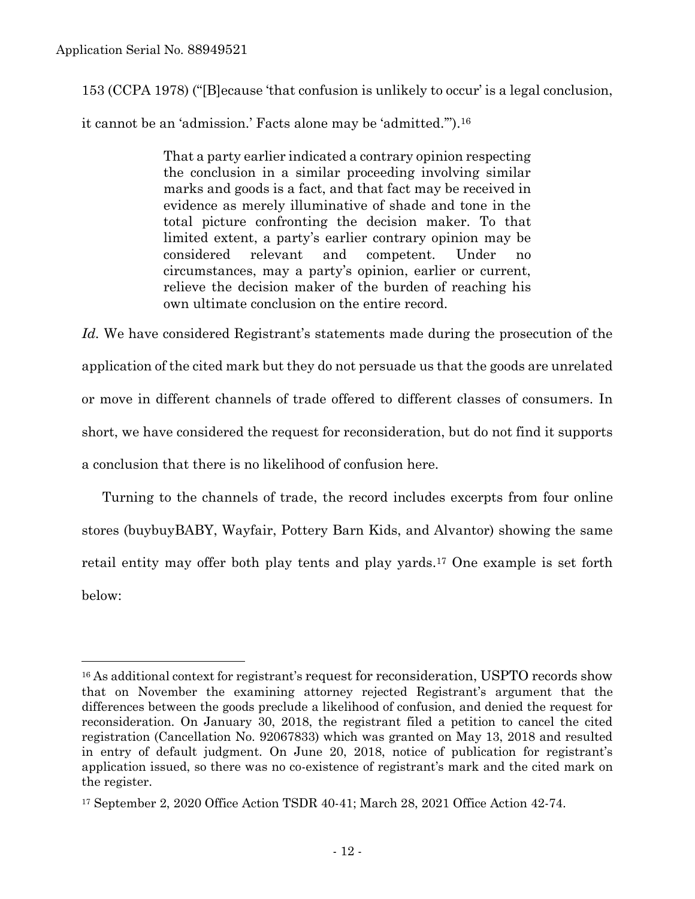153 (CCPA 1978) ("[B]ecause 'that confusion is unlikely to occur' is a legal conclusion, it cannot be an 'admission.' Facts alone may be 'admitted.'").[16]

> That a party earlier indicated a contrary opinion respecting the conclusion in a similar proceeding involving similar marks and goods is a fact, and that fact may be received in evidence as merely illuminative of shade and tone in the total picture confronting the decision maker. To that limited extent, a party's earlier contrary opinion may be considered relevant and competent. Under no circumstances, may a party's opinion, earlier or current, relieve the decision maker of the burden of reaching his own ultimate conclusion on the entire record.

*Id.* We have considered Registrant's statements made during the prosecution of the application of the cited mark but they do not persuade us that the goods are unrelated or move in different channels of trade offered to different classes of consumers. In short, we have considered the request for reconsideration, but do not find it supports a conclusion that there is no likelihood of confusion here.

Turning to the channels of trade, the record includes excerpts from four online stores (buybuyBABY, Wayfair, Pottery Barn Kids, and Alvantor) showing the same retail entity may offer both play tents and play yards.[17] One example is set forth below:

---

[16] As additional context for registrant's request for reconsideration, USPTO records show that on November the examining attorney rejected Registrant's argument that the differences between the goods preclude a likelihood of confusion, and denied the request for reconsideration. On January 30, 2018, the registrant filed a petition to cancel the cited registration (Cancellation No. 92067833) which was granted on May 13, 2018 and resulted in entry of default judgment. On June 20, 2018, notice of publication for registrant's application issued, so there was no co-existence of registrant's mark and the cited mark on the register.

[17] September 2, 2020 Office Action TSDR 40-41; March 28, 2021 Office Action 42-74.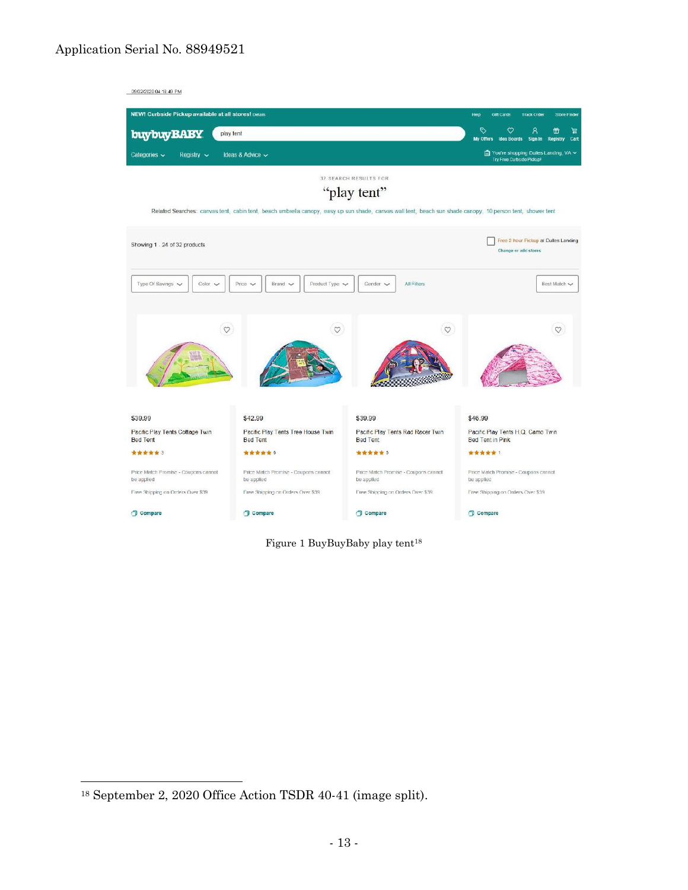09/02/2020 04:18:49 PM

NEW! Curbside Pickup available at all stores! Details

Help | Gift Cards | Track Order | Store Finder

buybuyBABY | play tent | My Offers | Idea Boards | Sign In | Registry | Cart

Categories | Registry | Ideas & Advice | You're shopping Dulles Landing, VA | Try Free Curbside Pickup!

32 SEARCH RESULTS FOR

"play tent"

Related Searches: canvas tent, cabin tent, beach umbrella canopy, easy up sun shade, canvas wall tent, beach sun shade canopy, 10 person tent, shower tent

Showing 1 - 24 of 32 products

Free 2 hour Pickup at Dulles Landing
Change or add stores

Type Of Savings | Color | Price | Brand | Product Type | Gender | All Filters | Best Match

| $39.99 | $42.99 | $39.99 | $46.99 |
|---|---|---|---|
| Pacific Play Tents Cottage Twin Bed Tent | Pacific Play Tents Tree House Twin Bed Tent | Pacific Play Tents Rad Racer Twin Bed Tent | Pacific Play Tents H.Q. Camo Twin Bed Tent in Pink |
| ★★★★★ 3 | ★★★★★ 6 | ★★★★★ 5 | ★★★★★ 1 |
| Price Match Promise - Coupons cannot be applied | Price Match Promise - Coupons cannot be applied | Price Match Promise - Coupons cannot be applied | Price Match Promise - Coupons cannot be applied |
| Free Shipping on Orders Over $39 | Free Shipping on Orders Over $39 | Free Shipping on Orders Over $39 | Free Shipping on Orders Over $39 |
| Compare | Compare | Compare | Compare |

Figure 1 BuyBuyBaby play tent[18]

---

[18] September 2, 2020 Office Action TSDR 40-41 (image split).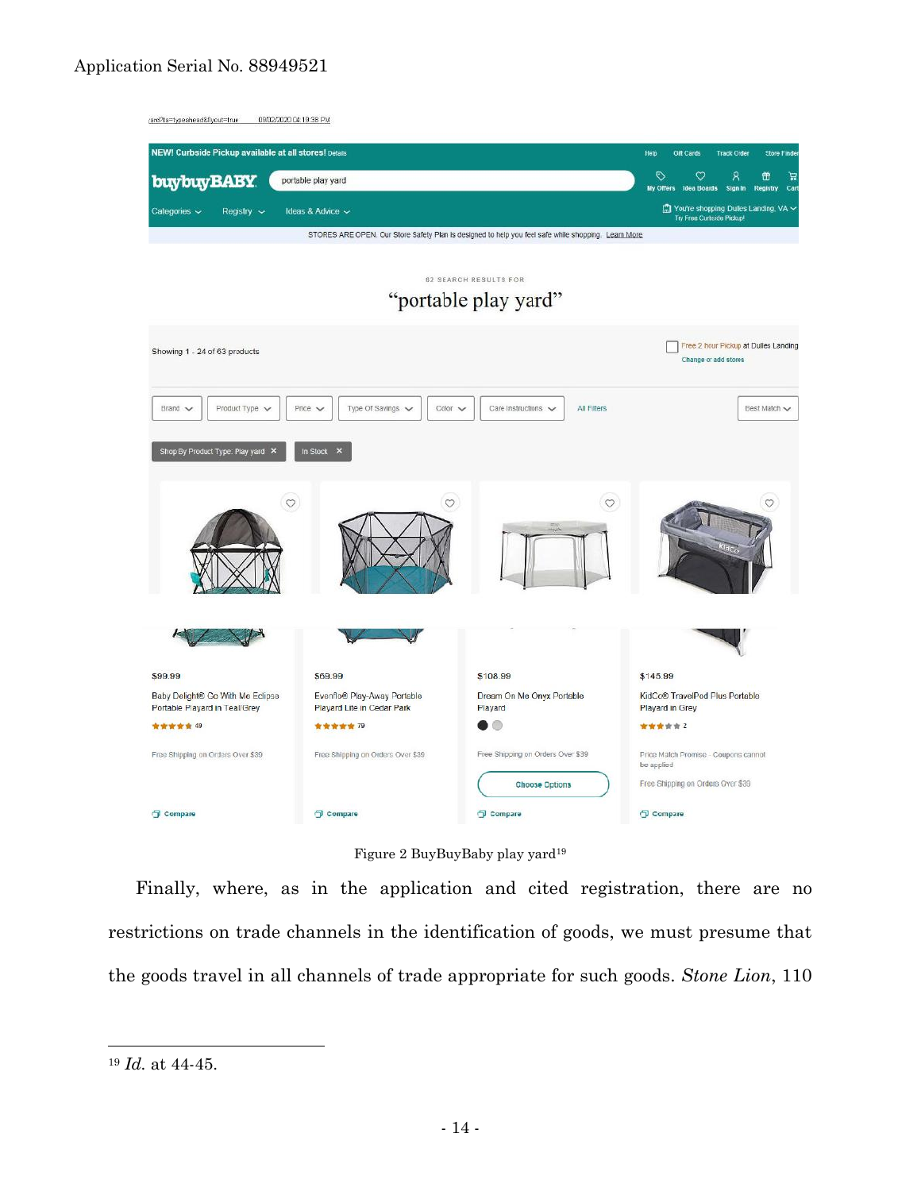yard?ta=typeahead&layout=true 09/02/2020 04:19:38 PM

NEW! Curbside Pickup available at all stores! Details

Help Gift Cards Track Order Store Finder

buybuyBABY portable play yard

My Offers Idea Boards Sign In Registry Cart

Categories Registry Ideas & Advice

You're shopping Dulles Landing, VA
Try Free Curbside Pickup!

STORES ARE OPEN. Our Store Safety Plan is designed to help you feel safe while shopping. Learn More

62 SEARCH RESULTS FOR

"portable play yard"

Showing 1 - 24 of 63 products

Free 2 hour Pickup at Dulles Landing
Change or add stores

Brand | Product Type | Price | Type Of Savings | Color | Care Instructions | All Filters | Best Match

Shop By Product Type: Play yard ✕ | In Stock ✕

$99.99
Baby Delight® Go With Me Eclipse Portable Playard in Teal/Grey
★★★★★ 49
Free Shipping on Orders Over $39
Compare

$69.99
Evenflo® Play-Away Portable Playard Lite in Cedar Park
★★★★★ 79
Free Shipping on Orders Over $39
Compare

$108.99
Dream On Me Onyx Portable Playard
Free Shipping on Orders Over $39
Choose Options
Compare

$145.99
KidCo® TravelPod Plus Portable Playard in Grey
★★★★★ 2
Price Match Promise - Coupons cannot be applied
Free Shipping on Orders Over $39
Compare

Figure 2 BuyBuyBaby play yard[19]

Finally, where, as in the application and cited registration, there are no restrictions on trade channels in the identification of goods, we must presume that the goods travel in all channels of trade appropriate for such goods. *Stone Lion*, 110

[19] *Id.* at 44-45.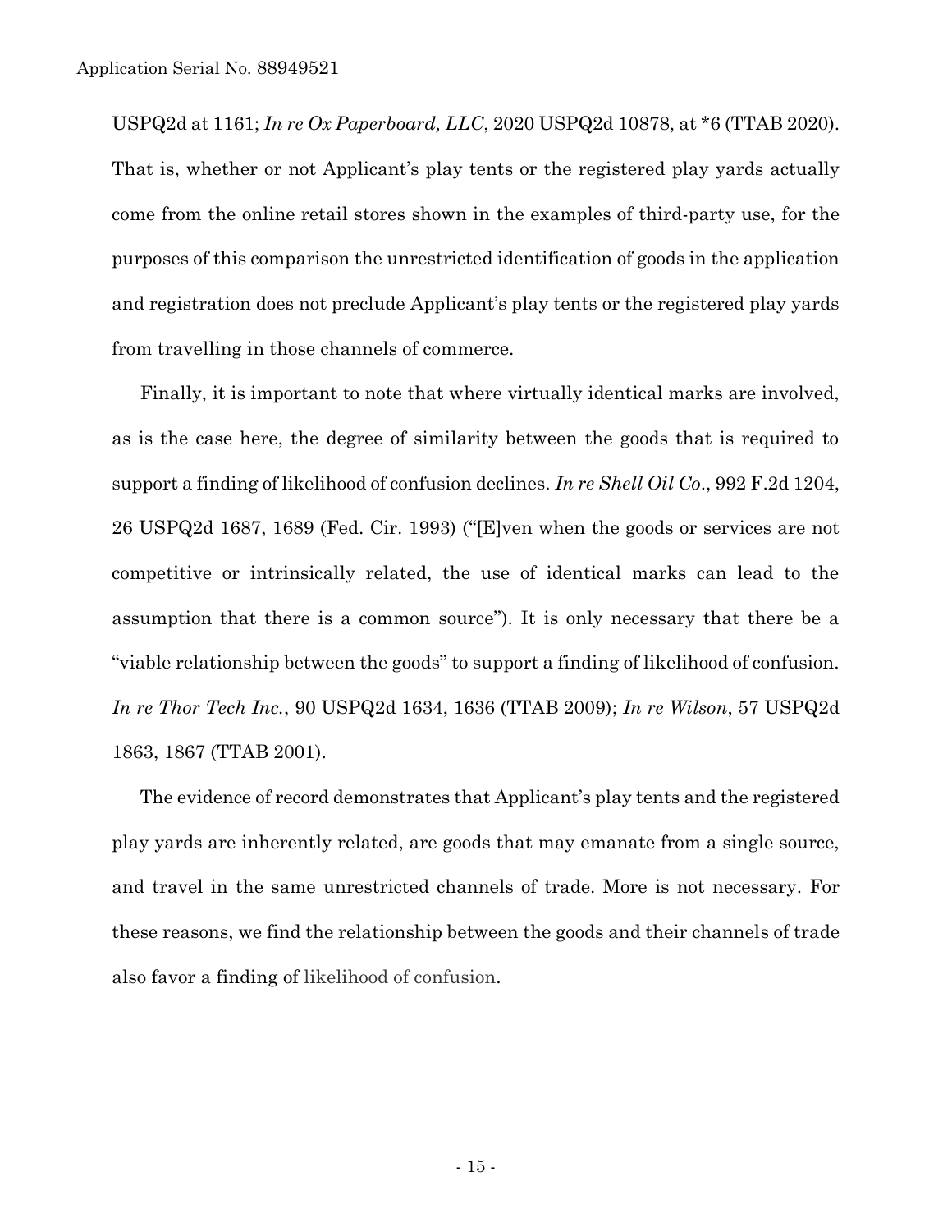USPQ2d at 1161; *In re Ox Paperboard, LLC*, 2020 USPQ2d 10878, at *6 (TTAB 2020). That is, whether or not Applicant's play tents or the registered play yards actually come from the online retail stores shown in the examples of third-party use, for the purposes of this comparison the unrestricted identification of goods in the application and registration does not preclude Applicant's play tents or the registered play yards from travelling in those channels of commerce.

Finally, it is important to note that where virtually identical marks are involved, as is the case here, the degree of similarity between the goods that is required to support a finding of likelihood of confusion declines. *In re Shell Oil Co*., 992 F.2d 1204, 26 USPQ2d 1687, 1689 (Fed. Cir. 1993) ("[E]ven when the goods or services are not competitive or intrinsically related, the use of identical marks can lead to the assumption that there is a common source"). It is only necessary that there be a "viable relationship between the goods" to support a finding of likelihood of confusion. *In re Thor Tech Inc.*, 90 USPQ2d 1634, 1636 (TTAB 2009); *In re Wilson*, 57 USPQ2d 1863, 1867 (TTAB 2001).

The evidence of record demonstrates that Applicant's play tents and the registered play yards are inherently related, are goods that may emanate from a single source, and travel in the same unrestricted channels of trade. More is not necessary. For these reasons, we find the relationship between the goods and their channels of trade also favor a finding of likelihood of confusion.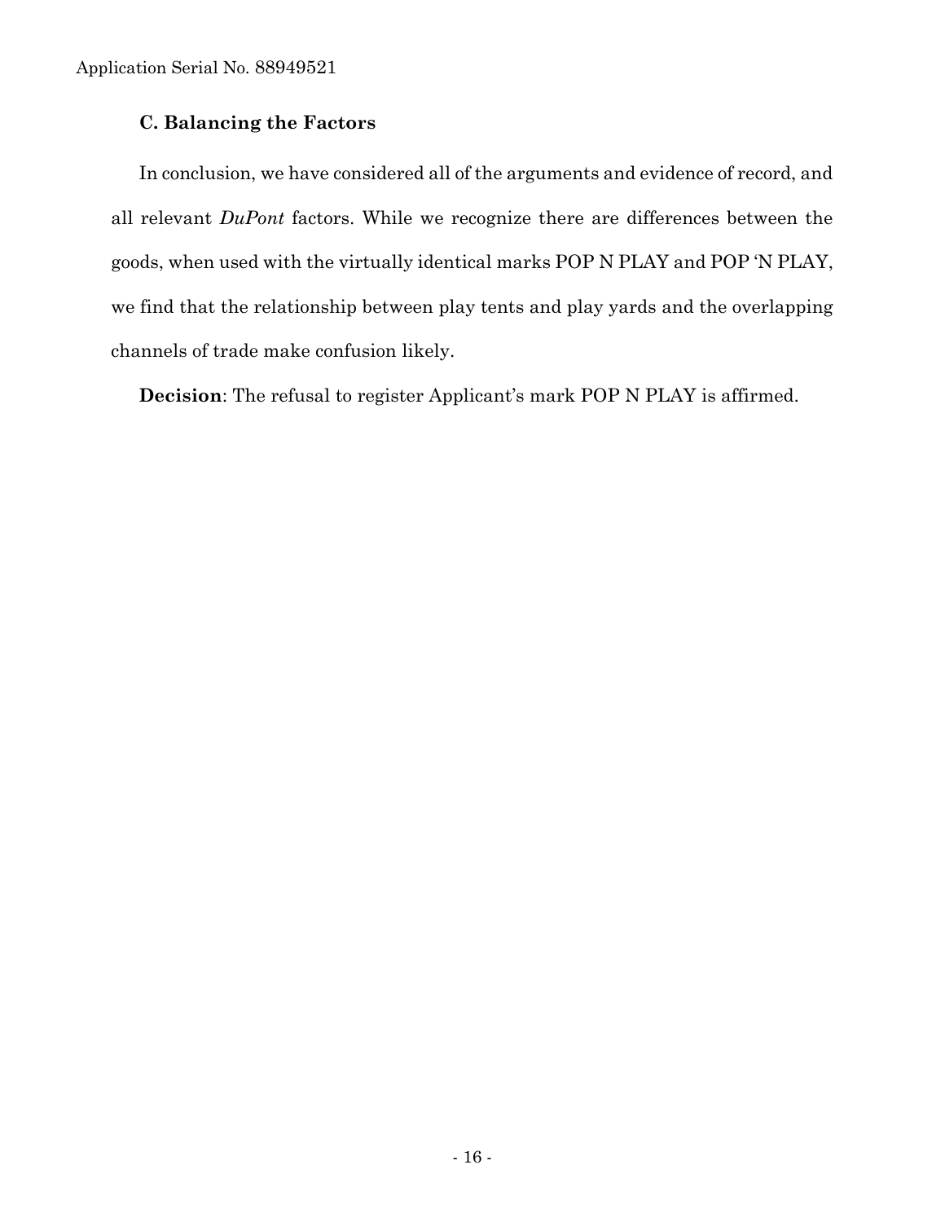### C. Balancing the Factors

In conclusion, we have considered all of the arguments and evidence of record, and all relevant *DuPont* factors. While we recognize there are differences between the goods, when used with the virtually identical marks POP N PLAY and POP 'N PLAY, we find that the relationship between play tents and play yards and the overlapping channels of trade make confusion likely.

**Decision**: The refusal to register Applicant's mark POP N PLAY is affirmed.